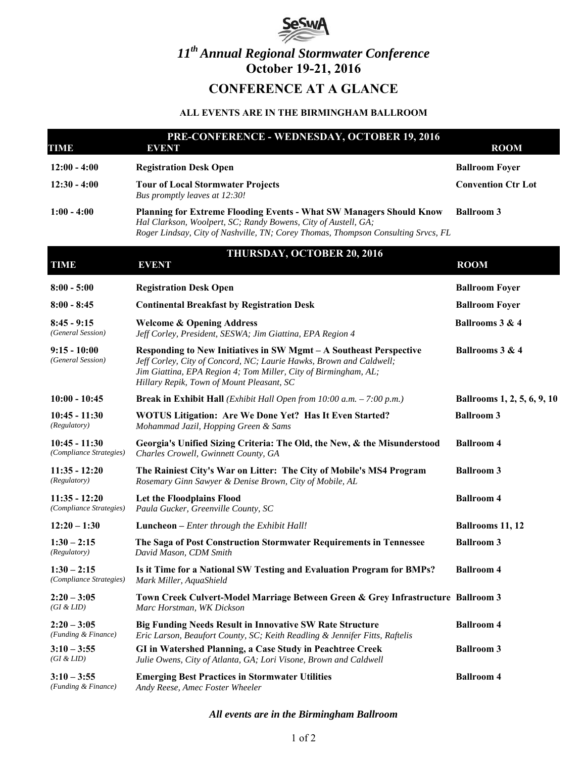SeSWA

# 11th Annual Regional Stormwater Conference
## October 19-21, 2016

## CONFERENCE AT A GLANCE

**ALL EVENTS ARE IN THE BIRMINGHAM BALLROOM**

### PRE-CONFERENCE - WEDNESDAY, OCTOBER 19, 2016

| TIME | EVENT | ROOM |
|---|---|---|
| **12:00 - 4:00** | **Registration Desk Open** | **Ballroom Foyer** |
| **12:30 - 4:00** | **Tour of Local Stormwater Projects**<br>*Bus promptly leaves at 12:30!* | **Convention Ctr Lot** |
| **1:00 - 4:00** | **Planning for Extreme Flooding Events - What SW Managers Should Know**<br>*Hal Clarkson, Woolpert, SC; Randy Bowens, City of Austell, GA; Roger Lindsay, City of Nashville, TN; Corey Thomas, Thompson Consulting Srvcs, FL* | **Ballroom 3** |

### THURSDAY, OCTOBER 20, 2016

| TIME | EVENT | ROOM |
|---|---|---|
| **8:00 - 5:00** | **Registration Desk Open** | **Ballroom Foyer** |
| **8:00 - 8:45** | **Continental Breakfast by Registration Desk** | **Ballroom Foyer** |
| **8:45 - 9:15**<br>*(General Session)* | **Welcome & Opening Address**<br>*Jeff Corley, President, SESWA; Jim Giattina, EPA Region 4* | **Ballrooms 3 & 4** |
| **9:15 - 10:00**<br>*(General Session)* | **Responding to New Initiatives in SW Mgmt – A Southeast Perspective**<br>*Jeff Corley, City of Concord, NC; Laurie Hawks, Brown and Caldwell; Jim Giattina, EPA Region 4; Tom Miller, City of Birmingham, AL; Hillary Repik, Town of Mount Pleasant, SC* | **Ballrooms 3 & 4** |
| **10:00 - 10:45** | **Break in Exhibit Hall** *(Exhibit Hall Open from 10:00 a.m. – 7:00 p.m.)* | **Ballrooms 1, 2, 5, 6, 9, 10** |
| **10:45 - 11:30**<br>*(Regulatory)* | **WOTUS Litigation: Are We Done Yet? Has It Even Started?**<br>*Mohammad Jazil, Hopping Green & Sams* | **Ballroom 3** |
| **10:45 - 11:30**<br>*(Compliance Strategies)* | **Georgia's Unified Sizing Criteria: The Old, the New, & the Misunderstood**<br>*Charles Crowell, Gwinnett County, GA* | **Ballroom 4** |
| **11:35 - 12:20**<br>*(Regulatory)* | **The Rainiest City's War on Litter: The City of Mobile's MS4 Program**<br>*Rosemary Ginn Sawyer & Denise Brown, City of Mobile, AL* | **Ballroom 3** |
| **11:35 - 12:20**<br>*(Compliance Strategies)* | **Let the Floodplains Flood**<br>*Paula Gucker, Greenville County, SC* | **Ballroom 4** |
| **12:20 – 1:30** | **Luncheon** – *Enter through the Exhibit Hall!* | **Ballrooms 11, 12** |
| **1:30 – 2:15**<br>*(Regulatory)* | **The Saga of Post Construction Stormwater Requirements in Tennessee**<br>*David Mason, CDM Smith* | **Ballroom 3** |
| **1:30 – 2:15**<br>*(Compliance Strategies)* | **Is it Time for a National SW Testing and Evaluation Program for BMPs?**<br>*Mark Miller, AquaShield* | **Ballroom 4** |
| **2:20 – 3:05**<br>*(GI & LID)* | **Town Creek Culvert-Model Marriage Between Green & Grey Infrastructure**<br>*Marc Horstman, WK Dickson* | **Ballroom 3** |
| **2:20 – 3:05**<br>*(Funding & Finance)* | **Big Funding Needs Result in Innovative SW Rate Structure**<br>*Eric Larson, Beaufort County, SC; Keith Readling & Jennifer Fitts, Raftelis* | **Ballroom 4** |
| **3:10 – 3:55**<br>*(GI & LID)* | **GI in Watershed Planning, a Case Study in Peachtree Creek**<br>*Julie Owens, City of Atlanta, GA; Lori Visone, Brown and Caldwell* | **Ballroom 3** |
| **3:10 – 3:55**<br>*(Funding & Finance)* | **Emerging Best Practices in Stormwater Utilities**<br>*Andy Reese, Amec Foster Wheeler* | **Ballroom 4** |

***All events are in the Birmingham Ballroom***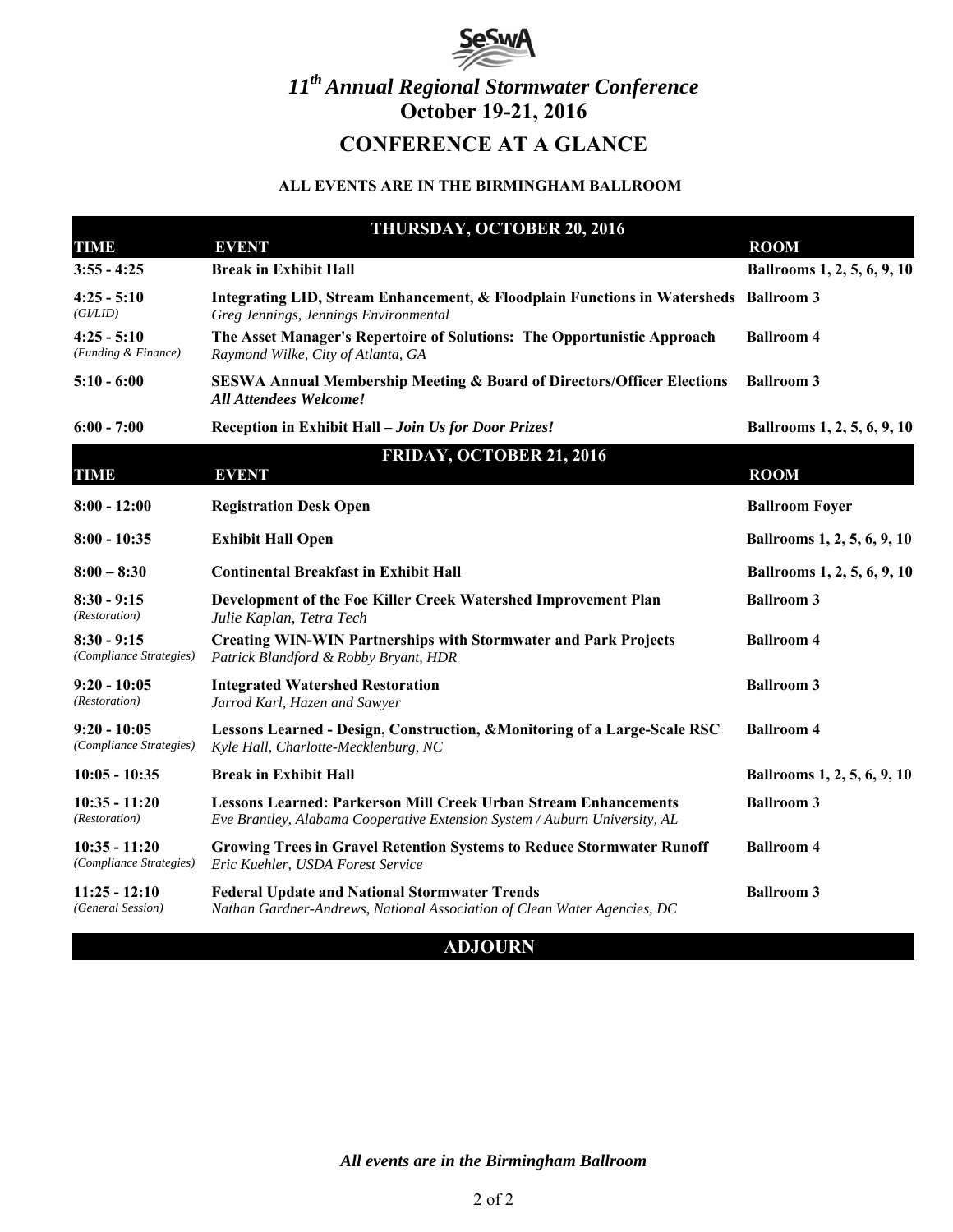# *11th Annual Regional Stormwater Conference*

# October 19-21, 2016

## CONFERENCE AT A GLANCE

**ALL EVENTS ARE IN THE BIRMINGHAM BALLROOM**

| THURSDAY, OCTOBER 20, 2016 | | |
|---|---|---|
| **TIME** | **EVENT** | **ROOM** |
| **3:55 - 4:25** | **Break in Exhibit Hall** | **Ballrooms 1, 2, 5, 6, 9, 10** |
| **4:25 - 5:10** *(GI/LID)* | **Integrating LID, Stream Enhancement, & Floodplain Functions in Watersheds** *Greg Jennings, Jennings Environmental* | **Ballroom 3** |
| **4:25 - 5:10** *(Funding & Finance)* | **The Asset Manager's Repertoire of Solutions: The Opportunistic Approach** *Raymond Wilke, City of Atlanta, GA* | **Ballroom 4** |
| **5:10 - 6:00** | **SESWA Annual Membership Meeting & Board of Directors/Officer Elections** ***All Attendees Welcome!*** | **Ballroom 3** |
| **6:00 - 7:00** | **Reception in Exhibit Hall –** ***Join Us for Door Prizes!*** | **Ballrooms 1, 2, 5, 6, 9, 10** |

| FRIDAY, OCTOBER 21, 2016 | | |
|---|---|---|
| **TIME** | **EVENT** | **ROOM** |
| **8:00 - 12:00** | **Registration Desk Open** | **Ballroom Foyer** |
| **8:00 - 10:35** | **Exhibit Hall Open** | **Ballrooms 1, 2, 5, 6, 9, 10** |
| **8:00 – 8:30** | **Continental Breakfast in Exhibit Hall** | **Ballrooms 1, 2, 5, 6, 9, 10** |
| **8:30 - 9:15** *(Restoration)* | **Development of the Foe Killer Creek Watershed Improvement Plan** *Julie Kaplan, Tetra Tech* | **Ballroom 3** |
| **8:30 - 9:15** *(Compliance Strategies)* | **Creating WIN-WIN Partnerships with Stormwater and Park Projects** *Patrick Blandford & Robby Bryant, HDR* | **Ballroom 4** |
| **9:20 - 10:05** *(Restoration)* | **Integrated Watershed Restoration** *Jarrod Karl, Hazen and Sawyer* | **Ballroom 3** |
| **9:20 - 10:05** *(Compliance Strategies)* | **Lessons Learned - Design, Construction, &Monitoring of a Large-Scale RSC** *Kyle Hall, Charlotte-Mecklenburg, NC* | **Ballroom 4** |
| **10:05 - 10:35** | **Break in Exhibit Hall** | **Ballrooms 1, 2, 5, 6, 9, 10** |
| **10:35 - 11:20** *(Restoration)* | **Lessons Learned: Parkerson Mill Creek Urban Stream Enhancements** *Eve Brantley, Alabama Cooperative Extension System / Auburn University, AL* | **Ballroom 3** |
| **10:35 - 11:20** *(Compliance Strategies)* | **Growing Trees in Gravel Retention Systems to Reduce Stormwater Runoff** *Eric Kuehler, USDA Forest Service* | **Ballroom 4** |
| **11:25 - 12:10** *(General Session)* | **Federal Update and National Stormwater Trends** *Nathan Gardner-Andrews, National Association of Clean Water Agencies, DC* | **Ballroom 3** |

**ADJOURN**

***All events are in the Birmingham Ballroom***